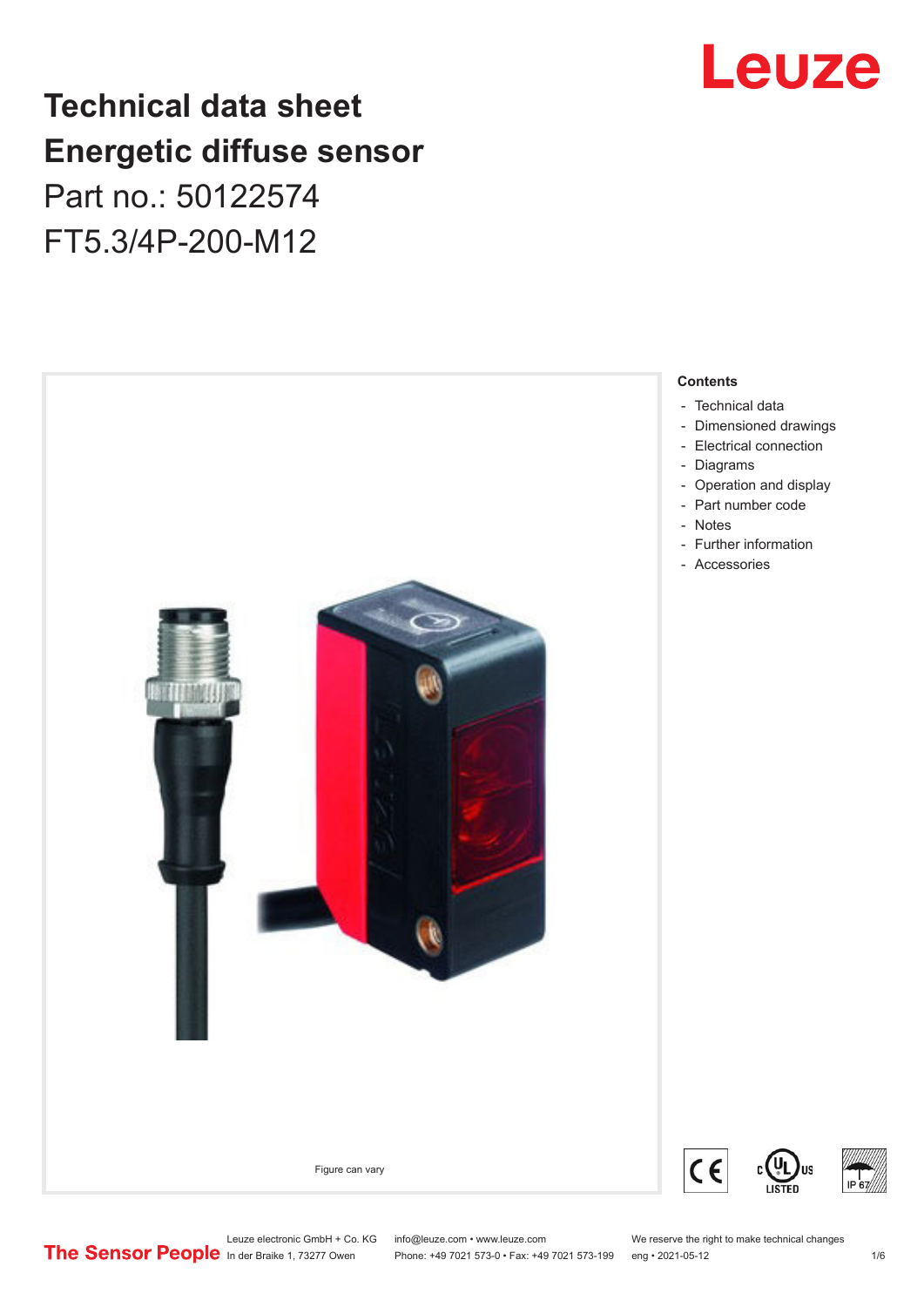# Technical data sheet
# Energetic diffuse sensor

Part no.: 50122574

FT5.3/4P-200-M12

Figure can vary

**Contents**

- Technical data
- Dimensioned drawings
- Electrical connection
- Diagrams
- Operation and display
- Part number code
- Notes
- Further information
- Accessories

Leuze electronic GmbH + Co. KG
In der Braike 1, 73277 Owen

info@leuze.com • www.leuze.com
Phone: +49 7021 573-0 • Fax: +49 7021 573-199

We reserve the right to make technical changes
eng • 2021-05-12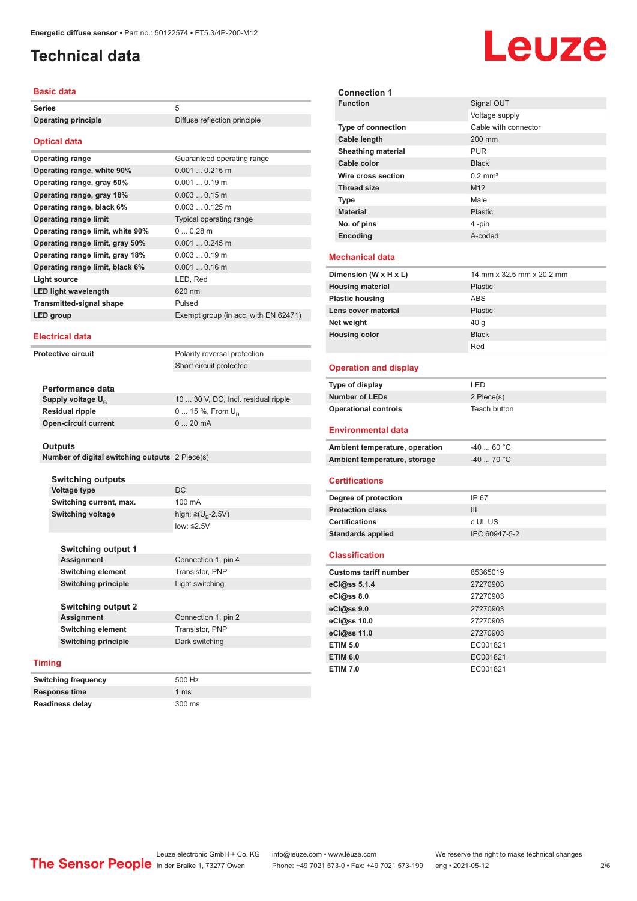Energetic diffuse sensor • Part no.: 50122574 • FT5.3/4P-200-M12

# Technical data

## Basic data

| | |
|---|---|
| **Series** | 5 |
| **Operating principle** | Diffuse reflection principle |

## Optical data

| | |
|---|---|
| **Operating range** | Guaranteed operating range |
| **Operating range, white 90%** | 0.001 ... 0.215 m |
| **Operating range, gray 50%** | 0.001 ... 0.19 m |
| **Operating range, gray 18%** | 0.003 ... 0.15 m |
| **Operating range, black 6%** | 0.003 ... 0.125 m |
| **Operating range limit** | Typical operating range |
| **Operating range limit, white 90%** | 0 ... 0.28 m |
| **Operating range limit, gray 50%** | 0.001 ... 0.245 m |
| **Operating range limit, gray 18%** | 0.003 ... 0.19 m |
| **Operating range limit, black 6%** | 0.001 ... 0.16 m |
| **Light source** | LED, Red |
| **LED light wavelength** | 620 nm |
| **Transmitted-signal shape** | Pulsed |
| **LED group** | Exempt group (in acc. with EN 62471) |

## Electrical data

| | |
|---|---|
| **Protective circuit** | Polarity reversal protection |
| | Short circuit protected |

### Performance data

| | |
|---|---|
| **Supply voltage $U_B$** | 10 ... 30 V, DC, Incl. residual ripple |
| **Residual ripple** | 0 ... 15 %, From $U_B$ |
| **Open-circuit current** | 0 ... 20 mA |

### Outputs

| | |
|---|---|
| **Number of digital switching outputs** | 2 Piece(s) |

### Switching outputs

| | |
|---|---|
| **Voltage type** | DC |
| **Switching current, max.** | 100 mA |
| **Switching voltage** | high: ≥($U_B$-2.5V) |
| | low: ≤2.5V |

### Switching output 1

| | |
|---|---|
| **Assignment** | Connection 1, pin 4 |
| **Switching element** | Transistor, PNP |
| **Switching principle** | Light switching |

### Switching output 2

| | |
|---|---|
| **Assignment** | Connection 1, pin 2 |
| **Switching element** | Transistor, PNP |
| **Switching principle** | Dark switching |

## Timing

| | |
|---|---|
| **Switching frequency** | 500 Hz |
| **Response time** | 1 ms |
| **Readiness delay** | 300 ms |

### Connection 1

| | |
|---|---|
| **Function** | Signal OUT |
| | Voltage supply |
| **Type of connection** | Cable with connector |
| **Cable length** | 200 mm |
| **Sheathing material** | PUR |
| **Cable color** | Black |
| **Wire cross section** | 0.2 mm² |
| **Thread size** | M12 |
| **Type** | Male |
| **Material** | Plastic |
| **No. of pins** | 4 -pin |
| **Encoding** | A-coded |

## Mechanical data

| | |
|---|---|
| **Dimension (W x H x L)** | 14 mm x 32.5 mm x 20.2 mm |
| **Housing material** | Plastic |
| **Plastic housing** | ABS |
| **Lens cover material** | Plastic |
| **Net weight** | 40 g |
| **Housing color** | Black |
| | Red |

## Operation and display

| | |
|---|---|
| **Type of display** | LED |
| **Number of LEDs** | 2 Piece(s) |
| **Operational controls** | Teach button |

## Environmental data

| | |
|---|---|
| **Ambient temperature, operation** | -40 ... 60 °C |
| **Ambient temperature, storage** | -40 ... 70 °C |

## Certifications

| | |
|---|---|
| **Degree of protection** | IP 67 |
| **Protection class** | III |
| **Certifications** | c UL US |
| **Standards applied** | IEC 60947-5-2 |

## Classification

| | |
|---|---|
| **Customs tariff number** | 85365019 |
| **eCl@ss 5.1.4** | 27270903 |
| **eCl@ss 8.0** | 27270903 |
| **eCl@ss 9.0** | 27270903 |
| **eCl@ss 10.0** | 27270903 |
| **eCl@ss 11.0** | 27270903 |
| **ETIM 5.0** | EC001821 |
| **ETIM 6.0** | EC001821 |
| **ETIM 7.0** | EC001821 |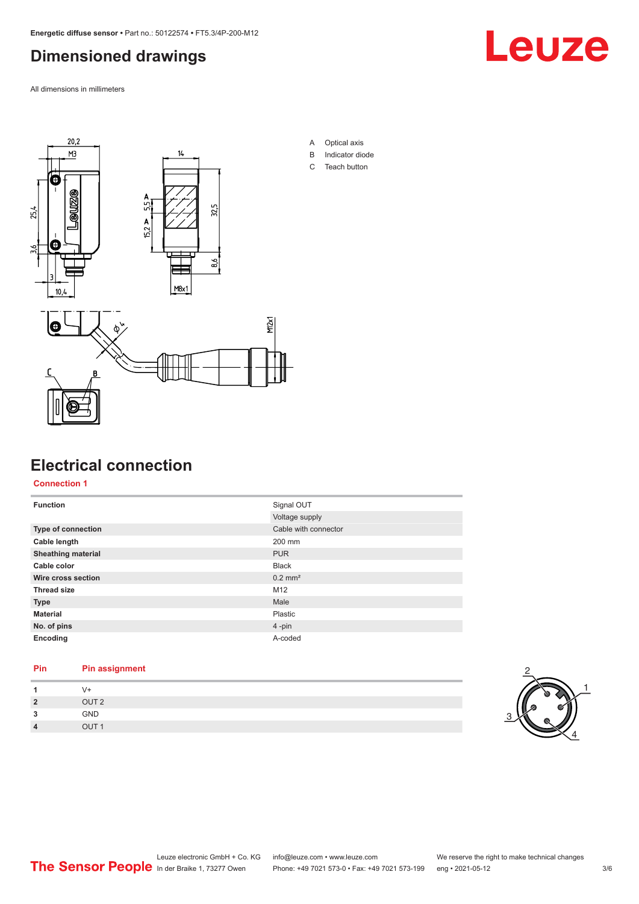## Dimensioned drawings

All dimensions in millimeters

A Optical axis
B Indicator diode
C Teach button

## Electrical connection

### Connection 1

| | |
|---|---|
| **Function** | Signal OUT |
| | Voltage supply |
| **Type of connection** | Cable with connector |
| **Cable length** | 200 mm |
| **Sheathing material** | PUR |
| **Cable color** | Black |
| **Wire cross section** | 0.2 mm² |
| **Thread size** | M12 |
| **Type** | Male |
| **Material** | Plastic |
| **No. of pins** | 4 -pin |
| **Encoding** | A-coded |

| Pin | Pin assignment |
|---|---|
| **1** | V+ |
| **2** | OUT 2 |
| **3** | GND |
| **4** | OUT 1 |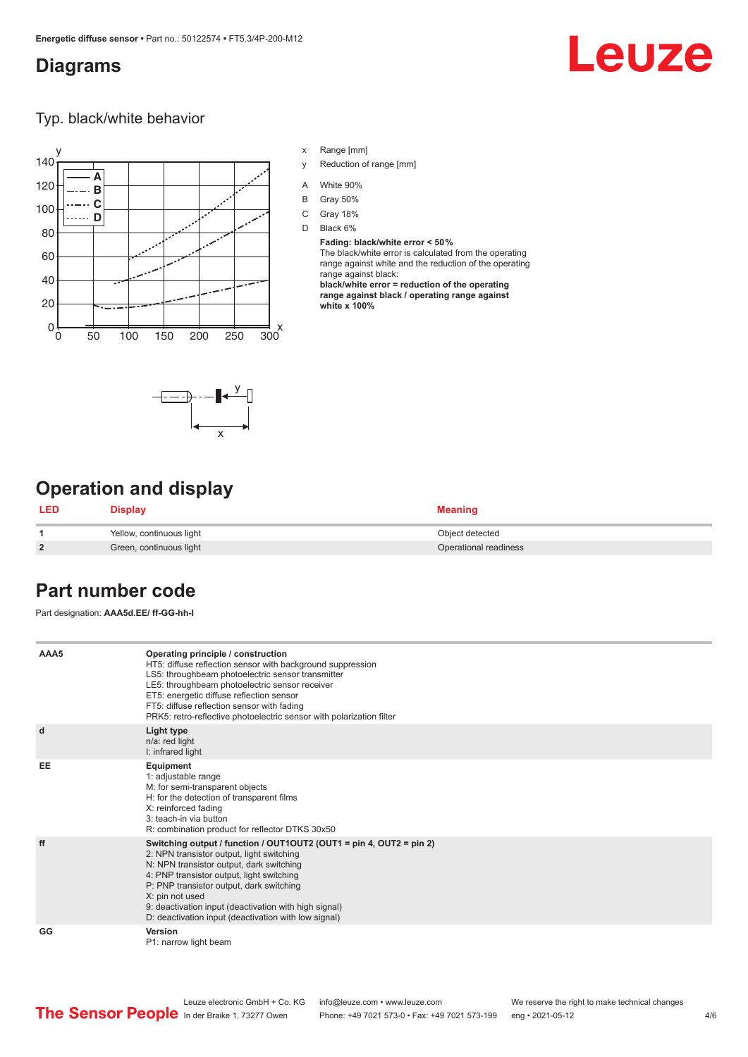# Diagrams

## Typ. black/white behavior

x Range [mm]

y Reduction of range [mm]

A White 90%

B Gray 50%

C Gray 18%

D Black 6%

**Fading: black/white error < 50 %**

The black/white error is calculated from the operating range against white and the reduction of the operating range against black:

**black/white error = reduction of the operating range against black / operating range against white x 100%**

# Operation and display

| LED | Display | Meaning |
|---|---|---|
| **1** | Yellow, continuous light | Object detected |
| **2** | Green, continuous light | Operational readiness |

# Part number code

Part designation: **AAA5d.EE/ ff-GG-hh-I**

| | |
|---|---|
| **AAA5** | **Operating principle / construction**<br>HT5: diffuse reflection sensor with background suppression<br>LS5: throughbeam photoelectric sensor transmitter<br>LE5: throughbeam photoelectric sensor receiver<br>ET5: energetic diffuse reflection sensor<br>FT5: diffuse reflection sensor with fading<br>PRK5: retro-reflective photoelectric sensor with polarization filter |
| **d** | **Light type**<br>n/a: red light<br>I: infrared light |
| **EE** | **Equipment**<br>1: adjustable range<br>M: for semi-transparent objects<br>H: for the detection of transparent films<br>X: reinforced fading<br>3: teach-in via button<br>R: combination product for reflector DTKS 30x50 |
| **ff** | **Switching output / function / OUT1OUT2 (OUT1 = pin 4, OUT2 = pin 2)**<br>2: NPN transistor output, light switching<br>N: NPN transistor output, dark switching<br>4: PNP transistor output, light switching<br>P: PNP transistor output, dark switching<br>X: pin not used<br>9: deactivation input (deactivation with high signal)<br>D: deactivation input (deactivation with low signal) |
| **GG** | **Version**<br>P1: narrow light beam |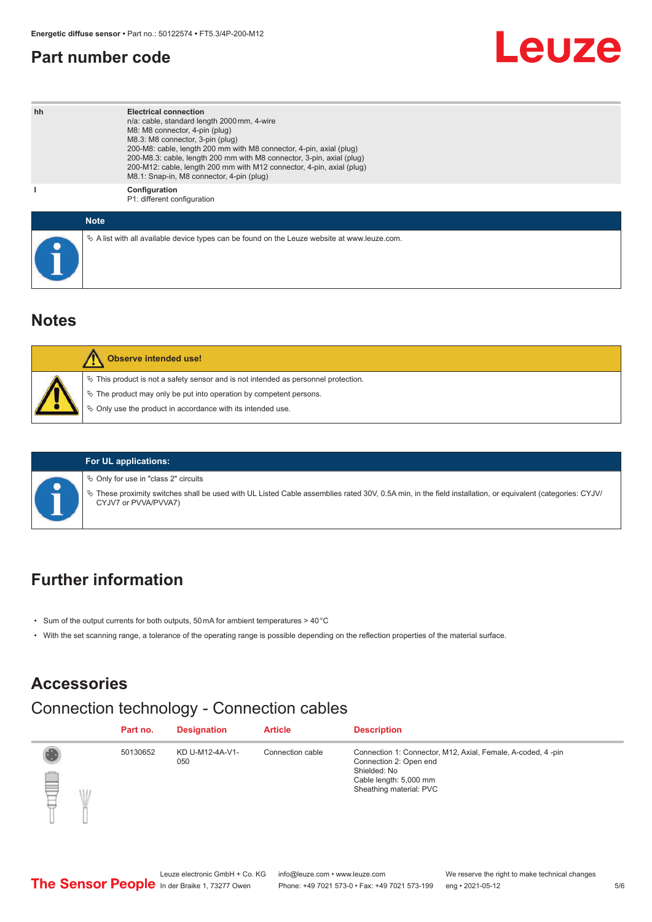# Part number code

| | |
|---|---|
| hh | **Electrical connection**<br>n/a: cable, standard length 2000 mm, 4-wire<br>M8: M8 connector, 4-pin (plug)<br>M8.3: M8 connector, 3-pin (plug)<br>200-M8: cable, length 200 mm with M8 connector, 4-pin, axial (plug)<br>200-M8.3: cable, length 200 mm with M8 connector, 3-pin, axial (plug)<br>200-M12: cable, length 200 mm with M12 connector, 4-pin, axial (plug)<br>M8.1: Snap-in, M8 connector, 4-pin (plug) |
| I | **Configuration**<br>P1: different configuration |

**Note**

- A list with all available device types can be found on the Leuze website at www.leuze.com.

# Notes

**Observe intended use!**

- This product is not a safety sensor and is not intended as personnel protection.
- The product may only be put into operation by competent persons.
- Only use the product in accordance with its intended use.

**For UL applications:**

- Only for use in "class 2" circuits
- These proximity switches shall be used with UL Listed Cable assemblies rated 30V, 0.5A min, in the field installation, or equivalent (categories: CYJV/CYJV7 or PVVA/PVVA7)

# Further information

- Sum of the output currents for both outputs, 50 mA for ambient temperatures > 40 °C
- With the set scanning range, a tolerance of the operating range is possible depending on the reflection properties of the material surface.

# Accessories

## Connection technology - Connection cables

| Part no. | Designation | Article | Description |
|---|---|---|---|
| 50130652 | KD U-M12-4A-V1-050 | Connection cable | Connection 1: Connector, M12, Axial, Female, A-coded, 4 -pin<br>Connection 2: Open end<br>Shielded: No<br>Cable length: 5,000 mm<br>Sheathing material: PVC |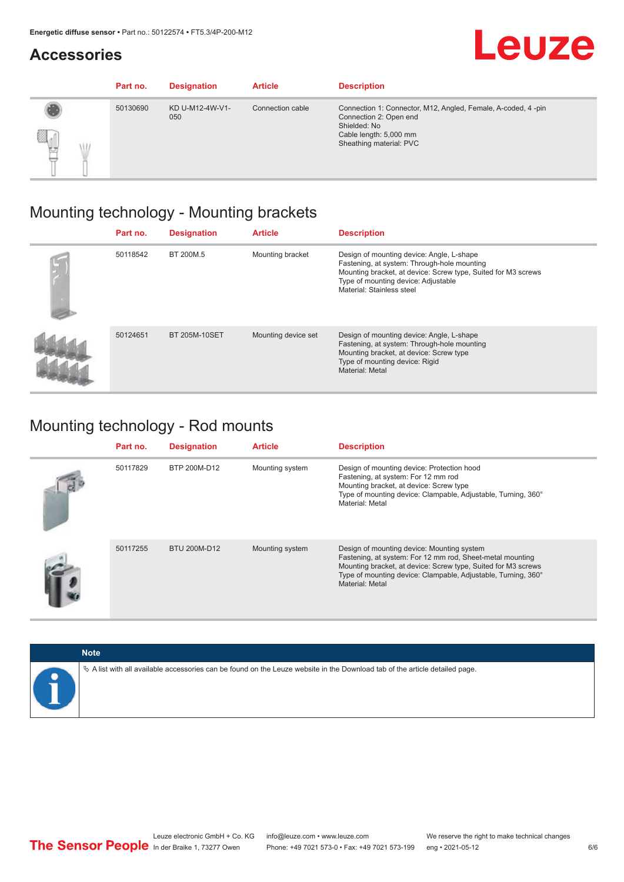## Accessories

| Part no. | Designation | Article | Description |
|---|---|---|---|
| 50130690 | KD U-M12-4W-V1-050 | Connection cable | Connection 1: Connector, M12, Angled, Female, A-coded, 4 -pin<br>Connection 2: Open end<br>Shielded: No<br>Cable length: 5,000 mm<br>Sheathing material: PVC |

# Mounting technology - Mounting brackets

| Part no. | Designation | Article | Description |
|---|---|---|---|
| 50118542 | BT 200M.5 | Mounting bracket | Design of mounting device: Angle, L-shape<br>Fastening, at system: Through-hole mounting<br>Mounting bracket, at device: Screw type, Suited for M3 screws<br>Type of mounting device: Adjustable<br>Material: Stainless steel |
| 50124651 | BT 205M-10SET | Mounting device set | Design of mounting device: Angle, L-shape<br>Fastening, at system: Through-hole mounting<br>Mounting bracket, at device: Screw type<br>Type of mounting device: Rigid<br>Material: Metal |

# Mounting technology - Rod mounts

| Part no. | Designation | Article | Description |
|---|---|---|---|
| 50117829 | BTP 200M-D12 | Mounting system | Design of mounting device: Protection hood<br>Fastening, at system: For 12 mm rod<br>Mounting bracket, at device: Screw type<br>Type of mounting device: Clampable, Adjustable, Turning, 360°<br>Material: Metal |
| 50117255 | BTU 200M-D12 | Mounting system | Design of mounting device: Mounting system<br>Fastening, at system: For 12 mm rod, Sheet-metal mounting<br>Mounting bracket, at device: Screw type, Suited for M3 screws<br>Type of mounting device: Clampable, Adjustable, Turning, 360°<br>Material: Metal |

**Note**

↳ A list with all available accessories can be found on the Leuze website in the Download tab of the article detailed page.